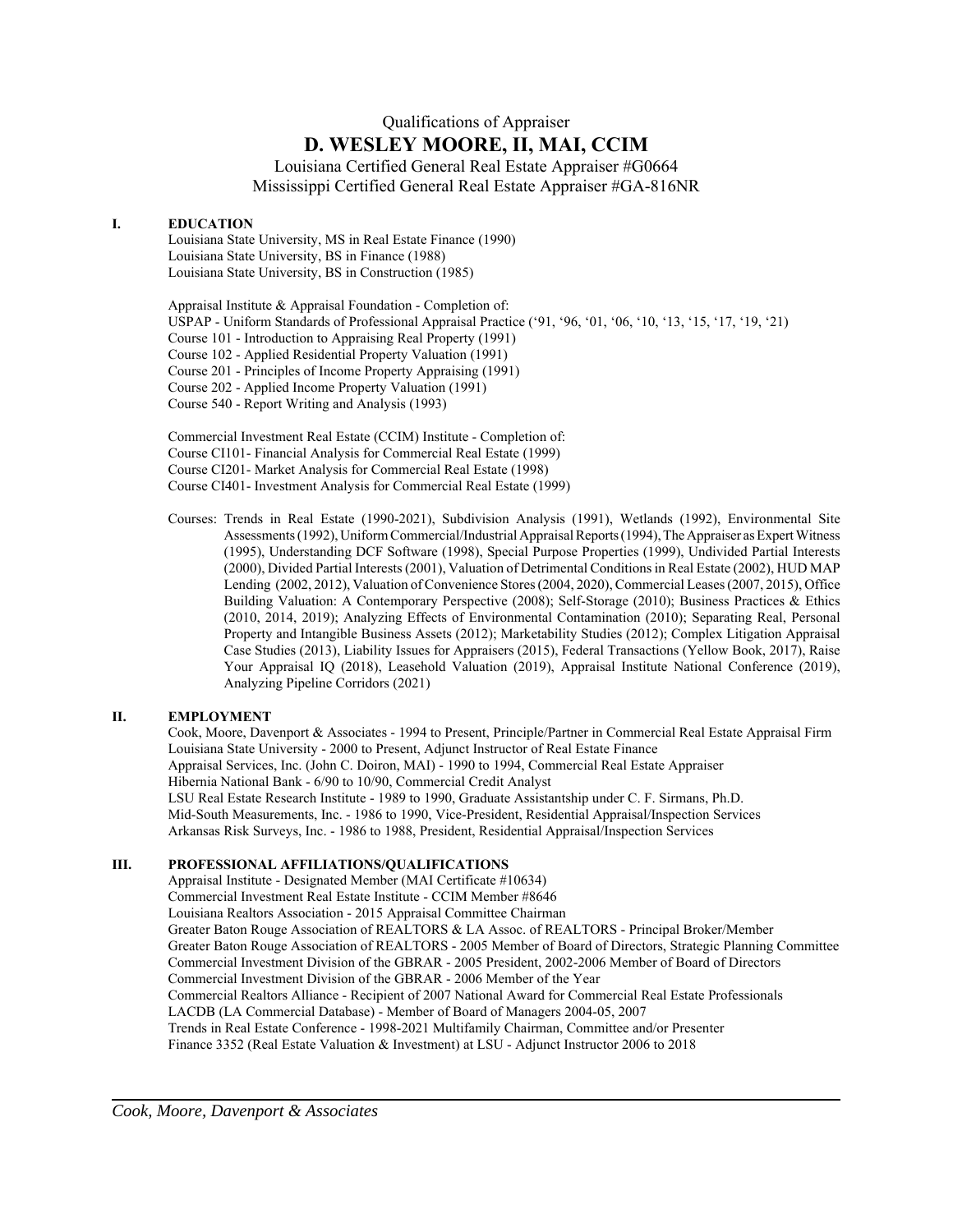Qualifications of Appraiser

# D. WESLEY MOORE, II, MAI, CCIM

Louisiana Certified General Real Estate Appraiser #G0664
Mississippi Certified General Real Estate Appraiser #GA-816NR

## I. EDUCATION

Louisiana State University, MS in Real Estate Finance (1990)
Louisiana State University, BS in Finance (1988)
Louisiana State University, BS in Construction (1985)

Appraisal Institute & Appraisal Foundation - Completion of:
USPAP - Uniform Standards of Professional Appraisal Practice (‘91, ‘96, ‘01, ‘06, ‘10, ‘13, ‘15, ‘17, ‘19, ‘21)
Course 101 - Introduction to Appraising Real Property (1991)
Course 102 - Applied Residential Property Valuation (1991)
Course 201 - Principles of Income Property Appraising (1991)
Course 202 - Applied Income Property Valuation (1991)
Course 540 - Report Writing and Analysis (1993)

Commercial Investment Real Estate (CCIM) Institute - Completion of:
Course CI101- Financial Analysis for Commercial Real Estate (1999)
Course CI201- Market Analysis for Commercial Real Estate (1998)
Course CI401- Investment Analysis for Commercial Real Estate (1999)

Courses: Trends in Real Estate (1990-2021), Subdivision Analysis (1991), Wetlands (1992), Environmental Site Assessments (1992), Uniform Commercial/Industrial Appraisal Reports (1994), The Appraiser as Expert Witness (1995), Understanding DCF Software (1998), Special Purpose Properties (1999), Undivided Partial Interests (2000), Divided Partial Interests (2001), Valuation of Detrimental Conditions in Real Estate (2002), HUD MAP Lending (2002, 2012), Valuation of Convenience Stores (2004, 2020), Commercial Leases (2007, 2015), Office Building Valuation: A Contemporary Perspective (2008); Self-Storage (2010); Business Practices & Ethics (2010, 2014, 2019); Analyzing Effects of Environmental Contamination (2010); Separating Real, Personal Property and Intangible Business Assets (2012); Marketability Studies (2012); Complex Litigation Appraisal Case Studies (2013), Liability Issues for Appraisers (2015), Federal Transactions (Yellow Book, 2017), Raise Your Appraisal IQ (2018), Leasehold Valuation (2019), Appraisal Institute National Conference (2019), Analyzing Pipeline Corridors (2021)

## II. EMPLOYMENT

Cook, Moore, Davenport & Associates - 1994 to Present, Principle/Partner in Commercial Real Estate Appraisal Firm
Louisiana State University - 2000 to Present, Adjunct Instructor of Real Estate Finance
Appraisal Services, Inc. (John C. Doiron, MAI) - 1990 to 1994, Commercial Real Estate Appraiser
Hibernia National Bank - 6/90 to 10/90, Commercial Credit Analyst
LSU Real Estate Research Institute - 1989 to 1990, Graduate Assistantship under C. F. Sirmans, Ph.D.
Mid-South Measurements, Inc. - 1986 to 1990, Vice-President, Residential Appraisal/Inspection Services
Arkansas Risk Surveys, Inc. - 1986 to 1988, President, Residential Appraisal/Inspection Services

## III. PROFESSIONAL AFFILIATIONS/QUALIFICATIONS

Appraisal Institute - Designated Member (MAI Certificate #10634)
Commercial Investment Real Estate Institute - CCIM Member #8646
Louisiana Realtors Association - 2015 Appraisal Committee Chairman
Greater Baton Rouge Association of REALTORS & LA Assoc. of REALTORS - Principal Broker/Member
Greater Baton Rouge Association of REALTORS - 2005 Member of Board of Directors, Strategic Planning Committee
Commercial Investment Division of the GBRAR - 2005 President, 2002-2006 Member of Board of Directors
Commercial Investment Division of the GBRAR - 2006 Member of the Year
Commercial Realtors Alliance - Recipient of 2007 National Award for Commercial Real Estate Professionals
LACDB (LA Commercial Database) - Member of Board of Managers 2004-05, 2007
Trends in Real Estate Conference - 1998-2021 Multifamily Chairman, Committee and/or Presenter
Finance 3352 (Real Estate Valuation & Investment) at LSU - Adjunct Instructor 2006 to 2018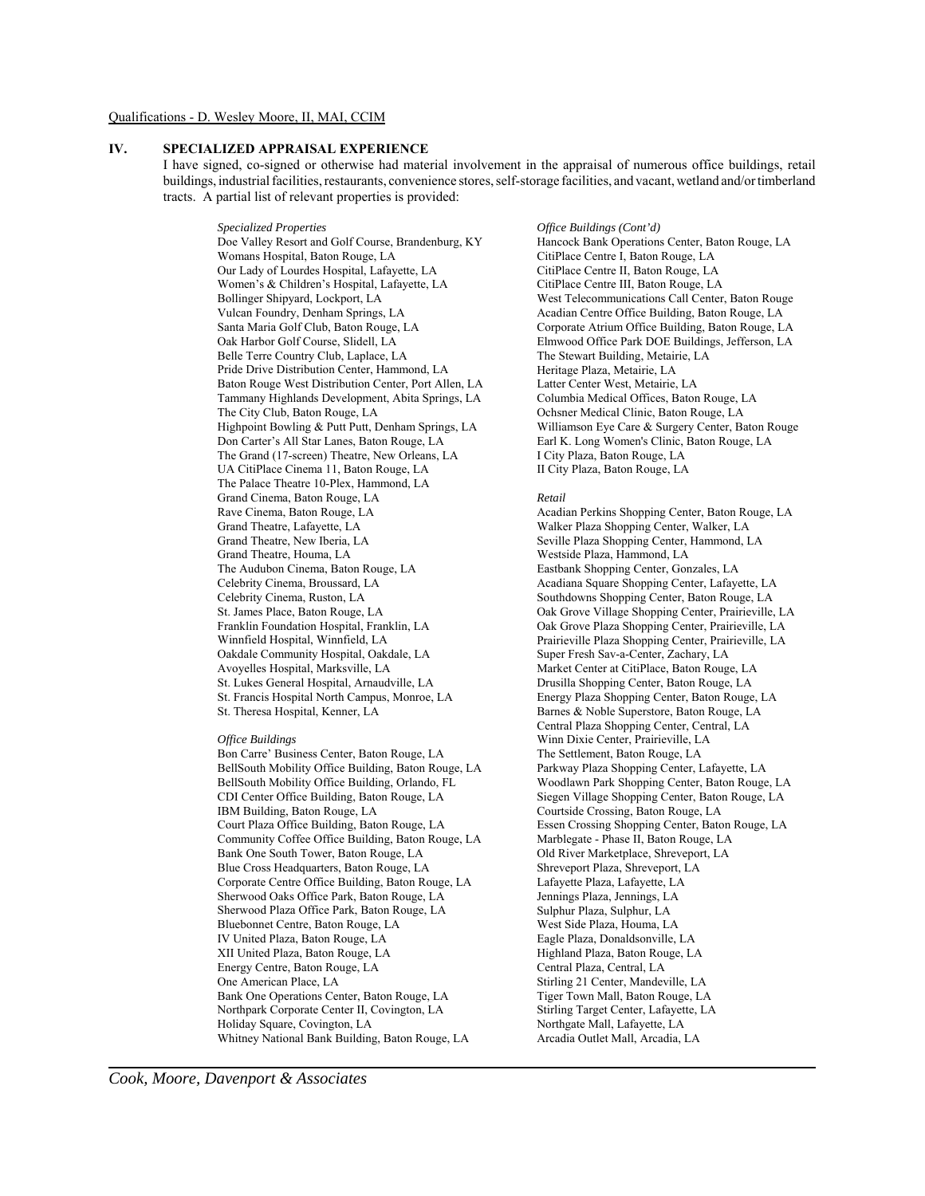Qualifications - D. Wesley Moore, II, MAI, CCIM

## IV. SPECIALIZED APPRAISAL EXPERIENCE

I have signed, co-signed or otherwise had material involvement in the appraisal of numerous office buildings, retail buildings, industrial facilities, restaurants, convenience stores, self-storage facilities, and vacant, wetland and/or timberland tracts. A partial list of relevant properties is provided:

*Specialized Properties*
Doe Valley Resort and Golf Course, Brandenburg, KY
Womans Hospital, Baton Rouge, LA
Our Lady of Lourdes Hospital, Lafayette, LA
Women's & Children's Hospital, Lafayette, LA
Bollinger Shipyard, Lockport, LA
Vulcan Foundry, Denham Springs, LA
Santa Maria Golf Club, Baton Rouge, LA
Oak Harbor Golf Course, Slidell, LA
Belle Terre Country Club, Laplace, LA
Pride Drive Distribution Center, Hammond, LA
Baton Rouge West Distribution Center, Port Allen, LA
Tammany Highlands Development, Abita Springs, LA
The City Club, Baton Rouge, LA
Highpoint Bowling & Putt Putt, Denham Springs, LA
Don Carter's All Star Lanes, Baton Rouge, LA
The Grand (17-screen) Theatre, New Orleans, LA
UA CitiPlace Cinema 11, Baton Rouge, LA
The Palace Theatre 10-Plex, Hammond, LA
Grand Cinema, Baton Rouge, LA
Rave Cinema, Baton Rouge, LA
Grand Theatre, Lafayette, LA
Grand Theatre, New Iberia, LA
Grand Theatre, Houma, LA
The Audubon Cinema, Baton Rouge, LA
Celebrity Cinema, Broussard, LA
Celebrity Cinema, Ruston, LA
St. James Place, Baton Rouge, LA
Franklin Foundation Hospital, Franklin, LA
Winnfield Hospital, Winnfield, LA
Oakdale Community Hospital, Oakdale, LA
Avoyelles Hospital, Marksville, LA
St. Lukes General Hospital, Arnaudville, LA
St. Francis Hospital North Campus, Monroe, LA
St. Theresa Hospital, Kenner, LA

*Office Buildings*
Bon Carre' Business Center, Baton Rouge, LA
BellSouth Mobility Office Building, Baton Rouge, LA
BellSouth Mobility Office Building, Orlando, FL
CDI Center Office Building, Baton Rouge, LA
IBM Building, Baton Rouge, LA
Court Plaza Office Building, Baton Rouge, LA
Community Coffee Office Building, Baton Rouge, LA
Bank One South Tower, Baton Rouge, LA
Blue Cross Headquarters, Baton Rouge, LA
Corporate Centre Office Building, Baton Rouge, LA
Sherwood Oaks Office Park, Baton Rouge, LA
Sherwood Plaza Office Park, Baton Rouge, LA
Bluebonnet Centre, Baton Rouge, LA
IV United Plaza, Baton Rouge, LA
XII United Plaza, Baton Rouge, LA
Energy Centre, Baton Rouge, LA
One American Place, LA
Bank One Operations Center, Baton Rouge, LA
Northpark Corporate Center II, Covington, LA
Holiday Square, Covington, LA
Whitney National Bank Building, Baton Rouge, LA

*Office Buildings (Cont'd)*
Hancock Bank Operations Center, Baton Rouge, LA
CitiPlace Centre I, Baton Rouge, LA
CitiPlace Centre II, Baton Rouge, LA
CitiPlace Centre III, Baton Rouge, LA
West Telecommunications Call Center, Baton Rouge
Acadian Centre Office Building, Baton Rouge, LA
Corporate Atrium Office Building, Baton Rouge, LA
Elmwood Office Park DOE Buildings, Jefferson, LA
The Stewart Building, Metairie, LA
Heritage Plaza, Metairie, LA
Latter Center West, Metairie, LA
Columbia Medical Offices, Baton Rouge, LA
Ochsner Medical Clinic, Baton Rouge, LA
Williamson Eye Care & Surgery Center, Baton Rouge
Earl K. Long Women's Clinic, Baton Rouge, LA
I City Plaza, Baton Rouge, LA
II City Plaza, Baton Rouge, LA

*Retail*
Acadian Perkins Shopping Center, Baton Rouge, LA
Walker Plaza Shopping Center, Walker, LA
Seville Plaza Shopping Center, Hammond, LA
Westside Plaza, Hammond, LA
Eastbank Shopping Center, Gonzales, LA
Acadiana Square Shopping Center, Lafayette, LA
Southdowns Shopping Center, Baton Rouge, LA
Oak Grove Village Shopping Center, Prairieville, LA
Oak Grove Plaza Shopping Center, Prairieville, LA
Prairieville Plaza Shopping Center, Prairieville, LA
Super Fresh Sav-a-Center, Zachary, LA
Market Center at CitiPlace, Baton Rouge, LA
Drusilla Shopping Center, Baton Rouge, LA
Energy Plaza Shopping Center, Baton Rouge, LA
Barnes & Noble Superstore, Baton Rouge, LA
Central Plaza Shopping Center, Central, LA
Winn Dixie Center, Prairieville, LA
The Settlement, Baton Rouge, LA
Parkway Plaza Shopping Center, Lafayette, LA
Woodlawn Park Shopping Center, Baton Rouge, LA
Siegen Village Shopping Center, Baton Rouge, LA
Courtside Crossing, Baton Rouge, LA
Essen Crossing Shopping Center, Baton Rouge, LA
Marblegate - Phase II, Baton Rouge, LA
Old River Marketplace, Shreveport, LA
Shreveport Plaza, Shreveport, LA
Lafayette Plaza, Lafayette, LA
Jennings Plaza, Jennings, LA
Sulphur Plaza, Sulphur, LA
West Side Plaza, Houma, LA
Eagle Plaza, Donaldsonville, LA
Highland Plaza, Baton Rouge, LA
Central Plaza, Central, LA
Stirling 21 Center, Mandeville, LA
Tiger Town Mall, Baton Rouge, LA
Stirling Target Center, Lafayette, LA
Northgate Mall, Lafayette, LA
Arcadia Outlet Mall, Arcadia, LA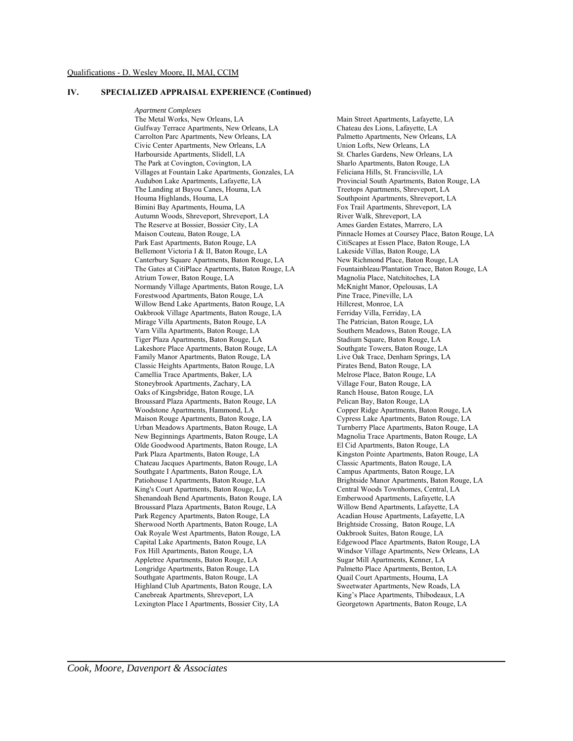Qualifications - D. Wesley Moore, II, MAI, CCIM

## IV. SPECIALIZED APPRAISAL EXPERIENCE (Continued)

*Apartment Complexes*

The Metal Works, New Orleans, LA
Gulfway Terrace Apartments, New Orleans, LA
Carrolton Parc Apartments, New Orleans, LA
Civic Center Apartments, New Orleans, LA
Harbourside Apartments, Slidell, LA
The Park at Covington, Covington, LA
Villages at Fountain Lake Apartments, Gonzales, LA
Audubon Lake Apartments, Lafayette, LA
The Landing at Bayou Canes, Houma, LA
Houma Highlands, Houma, LA
Bimini Bay Apartments, Houma, LA
Autumn Woods, Shreveport, Shreveport, LA
The Reserve at Bossier, Bossier City, LA
Maison Couteau, Baton Rouge, LA
Park East Apartments, Baton Rouge, LA
Bellemont Victoria I & II, Baton Rouge, LA
Canterbury Square Apartments, Baton Rouge, LA
The Gates at CitiPlace Apartments, Baton Rouge, LA
Atrium Tower, Baton Rouge, LA
Normandy Village Apartments, Baton Rouge, LA
Forestwood Apartments, Baton Rouge, LA
Willow Bend Lake Apartments, Baton Rouge, LA
Oakbrook Village Apartments, Baton Rouge, LA
Mirage Villa Apartments, Baton Rouge, LA
Varn Villa Apartments, Baton Rouge, LA
Tiger Plaza Apartments, Baton Rouge, LA
Lakeshore Place Apartments, Baton Rouge, LA
Family Manor Apartments, Baton Rouge, LA
Classic Heights Apartments, Baton Rouge, LA
Camellia Trace Apartments, Baker, LA
Stoneybrook Apartments, Zachary, LA
Oaks of Kingsbridge, Baton Rouge, LA
Broussard Plaza Apartments, Baton Rouge, LA
Woodstone Apartments, Hammond, LA
Maison Rouge Apartments, Baton Rouge, LA
Urban Meadows Apartments, Baton Rouge, LA
New Beginnings Apartments, Baton Rouge, LA
Olde Goodwood Apartments, Baton Rouge, LA
Park Plaza Apartments, Baton Rouge, LA
Chateau Jacques Apartments, Baton Rouge, LA
Southgate I Apartments, Baton Rouge, LA
Patiohouse I Apartments, Baton Rouge, LA
King's Court Apartments, Baton Rouge, LA
Shenandoah Bend Apartments, Baton Rouge, LA
Broussard Plaza Apartments, Baton Rouge, LA
Park Regency Apartments, Baton Rouge, LA
Sherwood North Apartments, Baton Rouge, LA
Oak Royale West Apartments, Baton Rouge, LA
Capital Lake Apartments, Baton Rouge, LA
Fox Hill Apartments, Baton Rouge, LA
Appletree Apartments, Baton Rouge, LA
Longridge Apartments, Baton Rouge, LA
Southgate Apartments, Baton Rouge, LA
Highland Club Apartments, Baton Rouge, LA
Canebreak Apartments, Shreveport, LA
Lexington Place I Apartments, Bossier City, LA
Main Street Apartments, Lafayette, LA
Chateau des Lions, Lafayette, LA
Palmetto Apartments, New Orleans, LA
Union Lofts, New Orleans, LA
St. Charles Gardens, New Orleans, LA
Sharlo Apartments, Baton Rouge, LA
Feliciana Hills, St. Francisville, LA
Provincial South Apartments, Baton Rouge, LA
Treetops Apartments, Shreveport, LA
Southpoint Apartments, Shreveport, LA
Fox Trail Apartments, Shreveport, LA
River Walk, Shreveport, LA
Ames Garden Estates, Marrero, LA
Pinnacle Homes at Coursey Place, Baton Rouge, LA
CitiScapes at Essen Place, Baton Rouge, LA
Lakeside Villas, Baton Rouge, LA
New Richmond Place, Baton Rouge, LA
Fountainbleau/Plantation Trace, Baton Rouge, LA
Magnolia Place, Natchitoches, LA
McKnight Manor, Opelousas, LA
Pine Trace, Pineville, LA
Hillcrest, Monroe, LA
Ferriday Villa, Ferriday, LA
The Patrician, Baton Rouge, LA
Southern Meadows, Baton Rouge, LA
Stadium Square, Baton Rouge, LA
Southgate Towers, Baton Rouge, LA
Live Oak Trace, Denham Springs, LA
Pirates Bend, Baton Rouge, LA
Melrose Place, Baton Rouge, LA
Village Four, Baton Rouge, LA
Ranch House, Baton Rouge, LA
Pelican Bay, Baton Rouge, LA
Copper Ridge Apartments, Baton Rouge, LA
Cypress Lake Apartments, Baton Rouge, LA
Turnberry Place Apartments, Baton Rouge, LA
Magnolia Trace Apartments, Baton Rouge, LA
El Cid Apartments, Baton Rouge, LA
Kingston Pointe Apartments, Baton Rouge, LA
Classic Apartments, Baton Rouge, LA
Campus Apartments, Baton Rouge, LA
Brightside Manor Apartments, Baton Rouge, LA
Central Woods Townhomes, Central, LA
Emberwood Apartments, Lafayette, LA
Willow Bend Apartments, Lafayette, LA
Acadian House Apartments, Lafayette, LA
Brightside Crossing, Baton Rouge, LA
Oakbrook Suites, Baton Rouge, LA
Edgewood Place Apartments, Baton Rouge, LA
Windsor Village Apartments, New Orleans, LA
Sugar Mill Apartments, Kenner, LA
Palmetto Place Apartments, Benton, LA
Quail Court Apartments, Houma, LA
Sweetwater Apartments, New Roads, LA
King's Place Apartments, Thibodeaux, LA
Georgetown Apartments, Baton Rouge, LA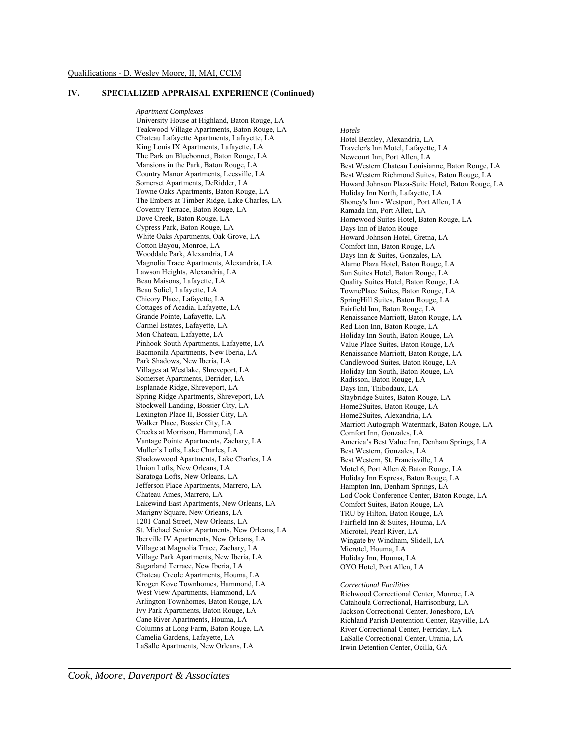Qualifications - D. Wesley Moore, II, MAI, CCIM

## IV. SPECIALIZED APPRAISAL EXPERIENCE (Continued)

*Apartment Complexes*

University House at Highland, Baton Rouge, LA
Teakwood Village Apartments, Baton Rouge, LA
Chateau Lafayette Apartments, Lafayette, LA
King Louis IX Apartments, Lafayette, LA
The Park on Bluebonnet, Baton Rouge, LA
Mansions in the Park, Baton Rouge, LA
Country Manor Apartments, Leesville, LA
Somerset Apartments, DeRidder, LA
Towne Oaks Apartments, Baton Rouge, LA
The Embers at Timber Ridge, Lake Charles, LA
Coventry Terrace, Baton Rouge, LA
Dove Creek, Baton Rouge, LA
Cypress Park, Baton Rouge, LA
White Oaks Apartments, Oak Grove, LA
Cotton Bayou, Monroe, LA
Wooddale Park, Alexandria, LA
Magnolia Trace Apartments, Alexandria, LA
Lawson Heights, Alexandria, LA
Beau Maisons, Lafayette, LA
Beau Soliel, Lafayette, LA
Chicory Place, Lafayette, LA
Cottages of Acadia, Lafayette, LA
Grande Pointe, Lafayette, LA
Carmel Estates, Lafayette, LA
Mon Chateau, Lafayette, LA
Pinhook South Apartments, Lafayette, LA
Bacmonila Apartments, New Iberia, LA
Park Shadows, New Iberia, LA
Villages at Westlake, Shreveport, LA
Somerset Apartments, Derrider, LA
Esplanade Ridge, Shreveport, LA
Spring Ridge Apartments, Shreveport, LA
Stockwell Landing, Bossier City, LA
Lexington Place II, Bossier City, LA
Walker Place, Bossier City, LA
Creeks at Morrison, Hammond, LA
Vantage Pointe Apartments, Zachary, LA
Muller's Lofts, Lake Charles, LA
Shadowwood Apartments, Lake Charles, LA
Union Lofts, New Orleans, LA
Saratoga Lofts, New Orleans, LA
Jefferson Place Apartments, Marrero, LA
Chateau Ames, Marrero, LA
Lakewind East Apartments, New Orleans, LA
Marigny Square, New Orleans, LA
1201 Canal Street, New Orleans, LA
St. Michael Senior Apartments, New Orleans, LA
Iberville IV Apartments, New Orleans, LA
Village at Magnolia Trace, Zachary, LA
Village Park Apartments, New Iberia, LA
Sugarland Terrace, New Iberia, LA
Chateau Creole Apartments, Houma, LA
Krogen Kove Townhomes, Hammond, LA
West View Apartments, Hammond, LA
Arlington Townhomes, Baton Rouge, LA
Ivy Park Apartments, Baton Rouge, LA
Cane River Apartments, Houma, LA
Columns at Long Farm, Baton Rouge, LA
Camelia Gardens, Lafayette, LA
LaSalle Apartments, New Orleans, LA

*Hotels*

Hotel Bentley, Alexandria, LA
Traveler's Inn Motel, Lafayette, LA
Newcourt Inn, Port Allen, LA
Best Western Chateau Louisianne, Baton Rouge, LA
Best Western Richmond Suites, Baton Rouge, LA
Howard Johnson Plaza-Suite Hotel, Baton Rouge, LA
Holiday Inn North, Lafayette, LA
Shoney's Inn - Westport, Port Allen, LA
Ramada Inn, Port Allen, LA
Homewood Suites Hotel, Baton Rouge, LA
Days Inn of Baton Rouge
Howard Johnson Hotel, Gretna, LA
Comfort Inn, Baton Rouge, LA
Days Inn & Suites, Gonzales, LA
Alamo Plaza Hotel, Baton Rouge, LA
Sun Suites Hotel, Baton Rouge, LA
Quality Suites Hotel, Baton Rouge, LA
TownePlace Suites, Baton Rouge, LA
SpringHill Suites, Baton Rouge, LA
Fairfield Inn, Baton Rouge, LA
Renaissance Marriott, Baton Rouge, LA
Red Lion Inn, Baton Rouge, LA
Holiday Inn South, Baton Rouge, LA
Value Place Suites, Baton Rouge, LA
Renaissance Marriott, Baton Rouge, LA
Candlewood Suites, Baton Rouge, LA
Holiday Inn South, Baton Rouge, LA
Radisson, Baton Rouge, LA
Days Inn, Thibodaux, LA
Staybridge Suites, Baton Rouge, LA
Home2Suites, Baton Rouge, LA
Home2Suites, Alexandria, LA
Marriott Autograph Watermark, Baton Rouge, LA
Comfort Inn, Gonzales, LA
America's Best Value Inn, Denham Springs, LA
Best Western, Gonzales, LA
Best Western, St. Francisville, LA
Motel 6, Port Allen & Baton Rouge, LA
Holiday Inn Express, Baton Rouge, LA
Hampton Inn, Denham Springs, LA
Lod Cook Conference Center, Baton Rouge, LA
Comfort Suites, Baton Rouge, LA
TRU by Hilton, Baton Rouge, LA
Fairfield Inn & Suites, Houma, LA
Microtel, Pearl River, LA
Wingate by Windham, Slidell, LA
Microtel, Houma, LA
Holiday Inn, Houma, LA
OYO Hotel, Port Allen, LA

*Correctional Facilities*

Richwood Correctional Center, Monroe, LA
Catahoula Correctional, Harrisonburg, LA
Jackson Correctional Center, Jonesboro, LA
Richland Parish Dentention Center, Rayville, LA
River Correctional Center, Ferriday, LA
LaSalle Correctional Center, Urania, LA
Irwin Detention Center, Ocilla, GA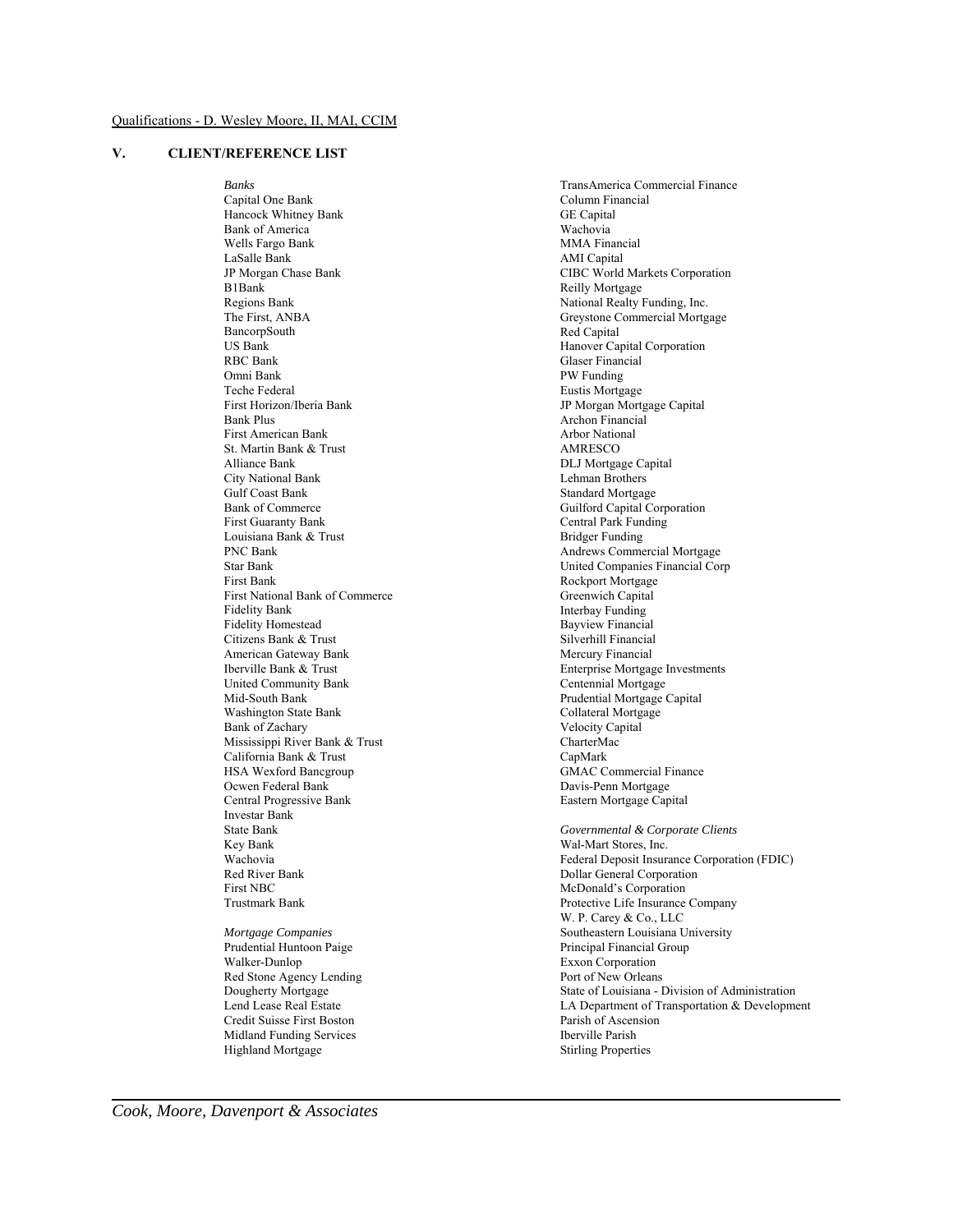Qualifications - D. Wesley Moore, II, MAI, CCIM

## V. CLIENT/REFERENCE LIST

*Banks*
Capital One Bank
Hancock Whitney Bank
Bank of America
Wells Fargo Bank
LaSalle Bank
JP Morgan Chase Bank
B1Bank
Regions Bank
The First, ANBA
BancorpSouth
US Bank
RBC Bank
Omni Bank
Teche Federal
First Horizon/Iberia Bank
Bank Plus
First American Bank
St. Martin Bank & Trust
Alliance Bank
City National Bank
Gulf Coast Bank
Bank of Commerce
First Guaranty Bank
Louisiana Bank & Trust
PNC Bank
Star Bank
First Bank
First National Bank of Commerce
Fidelity Bank
Fidelity Homestead
Citizens Bank & Trust
American Gateway Bank
Iberville Bank & Trust
United Community Bank
Mid-South Bank
Washington State Bank
Bank of Zachary
Mississippi River Bank & Trust
California Bank & Trust
HSA Wexford Bancgroup
Ocwen Federal Bank
Central Progressive Bank
Investar Bank
State Bank
Key Bank
Wachovia
Red River Bank
First NBC
Trustmark Bank

*Mortgage Companies*
Prudential Huntoon Paige
Walker-Dunlop
Red Stone Agency Lending
Dougherty Mortgage
Lend Lease Real Estate
Credit Suisse First Boston
Midland Funding Services
Highland Mortgage
TransAmerica Commercial Finance
Column Financial
GE Capital
Wachovia
MMA Financial
AMI Capital
CIBC World Markets Corporation
Reilly Mortgage
National Realty Funding, Inc.
Greystone Commercial Mortgage
Red Capital
Hanover Capital Corporation
Glaser Financial
PW Funding
Eustis Mortgage
JP Morgan Mortgage Capital
Archon Financial
Arbor National
AMRESCO
DLJ Mortgage Capital
Lehman Brothers
Standard Mortgage
Guilford Capital Corporation
Central Park Funding
Bridger Funding
Andrews Commercial Mortgage
United Companies Financial Corp
Rockport Mortgage
Greenwich Capital
Interbay Funding
Bayview Financial
Silverhill Financial
Mercury Financial
Enterprise Mortgage Investments
Centennial Mortgage
Prudential Mortgage Capital
Collateral Mortgage
Velocity Capital
CharterMac
CapMark
GMAC Commercial Finance
Davis-Penn Mortgage
Eastern Mortgage Capital

*Governmental & Corporate Clients*
Wal-Mart Stores, Inc.
Federal Deposit Insurance Corporation (FDIC)
Dollar General Corporation
McDonald's Corporation
Protective Life Insurance Company
W. P. Carey & Co., LLC
Southeastern Louisiana University
Principal Financial Group
Exxon Corporation
Port of New Orleans
State of Louisiana - Division of Administration
LA Department of Transportation & Development
Parish of Ascension
Iberville Parish
Stirling Properties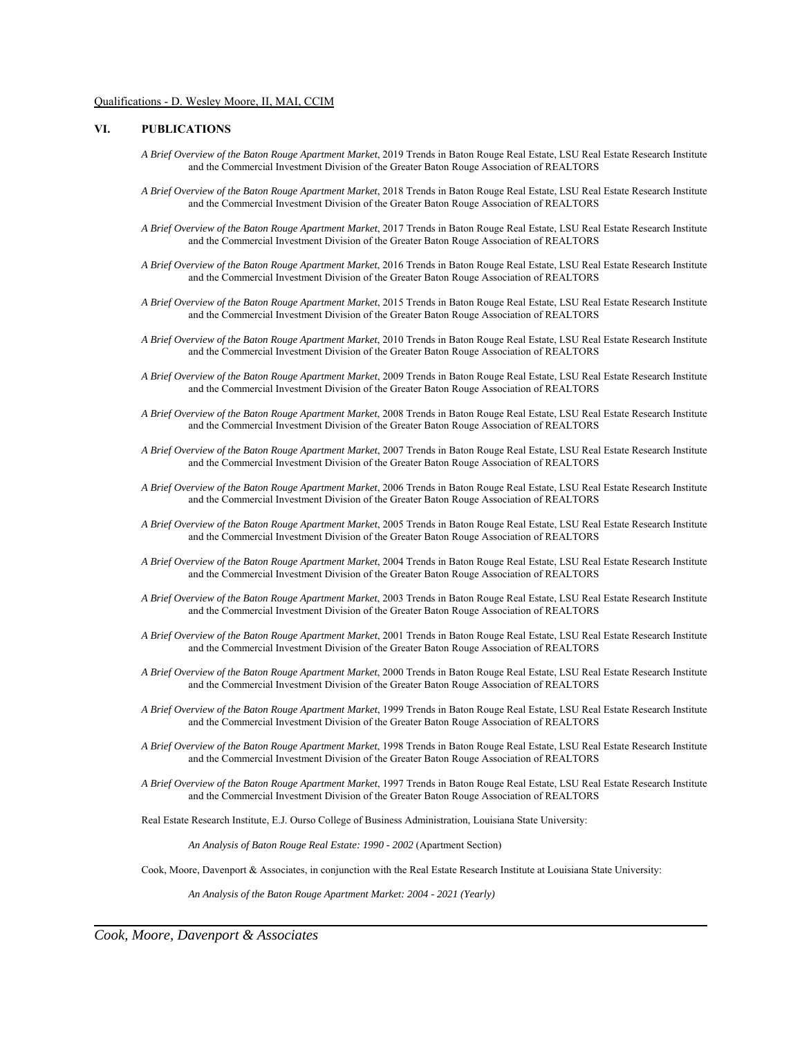## VI. PUBLICATIONS

*A Brief Overview of the Baton Rouge Apartment Market*, 2019 Trends in Baton Rouge Real Estate, LSU Real Estate Research Institute and the Commercial Investment Division of the Greater Baton Rouge Association of REALTORS

*A Brief Overview of the Baton Rouge Apartment Market*, 2018 Trends in Baton Rouge Real Estate, LSU Real Estate Research Institute and the Commercial Investment Division of the Greater Baton Rouge Association of REALTORS

*A Brief Overview of the Baton Rouge Apartment Market*, 2017 Trends in Baton Rouge Real Estate, LSU Real Estate Research Institute and the Commercial Investment Division of the Greater Baton Rouge Association of REALTORS

*A Brief Overview of the Baton Rouge Apartment Market*, 2016 Trends in Baton Rouge Real Estate, LSU Real Estate Research Institute and the Commercial Investment Division of the Greater Baton Rouge Association of REALTORS

*A Brief Overview of the Baton Rouge Apartment Market*, 2015 Trends in Baton Rouge Real Estate, LSU Real Estate Research Institute and the Commercial Investment Division of the Greater Baton Rouge Association of REALTORS

*A Brief Overview of the Baton Rouge Apartment Market*, 2010 Trends in Baton Rouge Real Estate, LSU Real Estate Research Institute and the Commercial Investment Division of the Greater Baton Rouge Association of REALTORS

*A Brief Overview of the Baton Rouge Apartment Market*, 2009 Trends in Baton Rouge Real Estate, LSU Real Estate Research Institute and the Commercial Investment Division of the Greater Baton Rouge Association of REALTORS

*A Brief Overview of the Baton Rouge Apartment Market*, 2008 Trends in Baton Rouge Real Estate, LSU Real Estate Research Institute and the Commercial Investment Division of the Greater Baton Rouge Association of REALTORS

*A Brief Overview of the Baton Rouge Apartment Market*, 2007 Trends in Baton Rouge Real Estate, LSU Real Estate Research Institute and the Commercial Investment Division of the Greater Baton Rouge Association of REALTORS

*A Brief Overview of the Baton Rouge Apartment Market*, 2006 Trends in Baton Rouge Real Estate, LSU Real Estate Research Institute and the Commercial Investment Division of the Greater Baton Rouge Association of REALTORS

*A Brief Overview of the Baton Rouge Apartment Market*, 2005 Trends in Baton Rouge Real Estate, LSU Real Estate Research Institute and the Commercial Investment Division of the Greater Baton Rouge Association of REALTORS

*A Brief Overview of the Baton Rouge Apartment Market*, 2004 Trends in Baton Rouge Real Estate, LSU Real Estate Research Institute and the Commercial Investment Division of the Greater Baton Rouge Association of REALTORS

*A Brief Overview of the Baton Rouge Apartment Market*, 2003 Trends in Baton Rouge Real Estate, LSU Real Estate Research Institute and the Commercial Investment Division of the Greater Baton Rouge Association of REALTORS

*A Brief Overview of the Baton Rouge Apartment Market*, 2001 Trends in Baton Rouge Real Estate, LSU Real Estate Research Institute and the Commercial Investment Division of the Greater Baton Rouge Association of REALTORS

*A Brief Overview of the Baton Rouge Apartment Market*, 2000 Trends in Baton Rouge Real Estate, LSU Real Estate Research Institute and the Commercial Investment Division of the Greater Baton Rouge Association of REALTORS

*A Brief Overview of the Baton Rouge Apartment Market*, 1999 Trends in Baton Rouge Real Estate, LSU Real Estate Research Institute and the Commercial Investment Division of the Greater Baton Rouge Association of REALTORS

*A Brief Overview of the Baton Rouge Apartment Market*, 1998 Trends in Baton Rouge Real Estate, LSU Real Estate Research Institute and the Commercial Investment Division of the Greater Baton Rouge Association of REALTORS

*A Brief Overview of the Baton Rouge Apartment Market*, 1997 Trends in Baton Rouge Real Estate, LSU Real Estate Research Institute and the Commercial Investment Division of the Greater Baton Rouge Association of REALTORS

Real Estate Research Institute, E.J. Ourso College of Business Administration, Louisiana State University:

*An Analysis of Baton Rouge Real Estate: 1990 - 2002* (Apartment Section)

Cook, Moore, Davenport & Associates, in conjunction with the Real Estate Research Institute at Louisiana State University:

*An Analysis of the Baton Rouge Apartment Market: 2004 - 2021 (Yearly)*